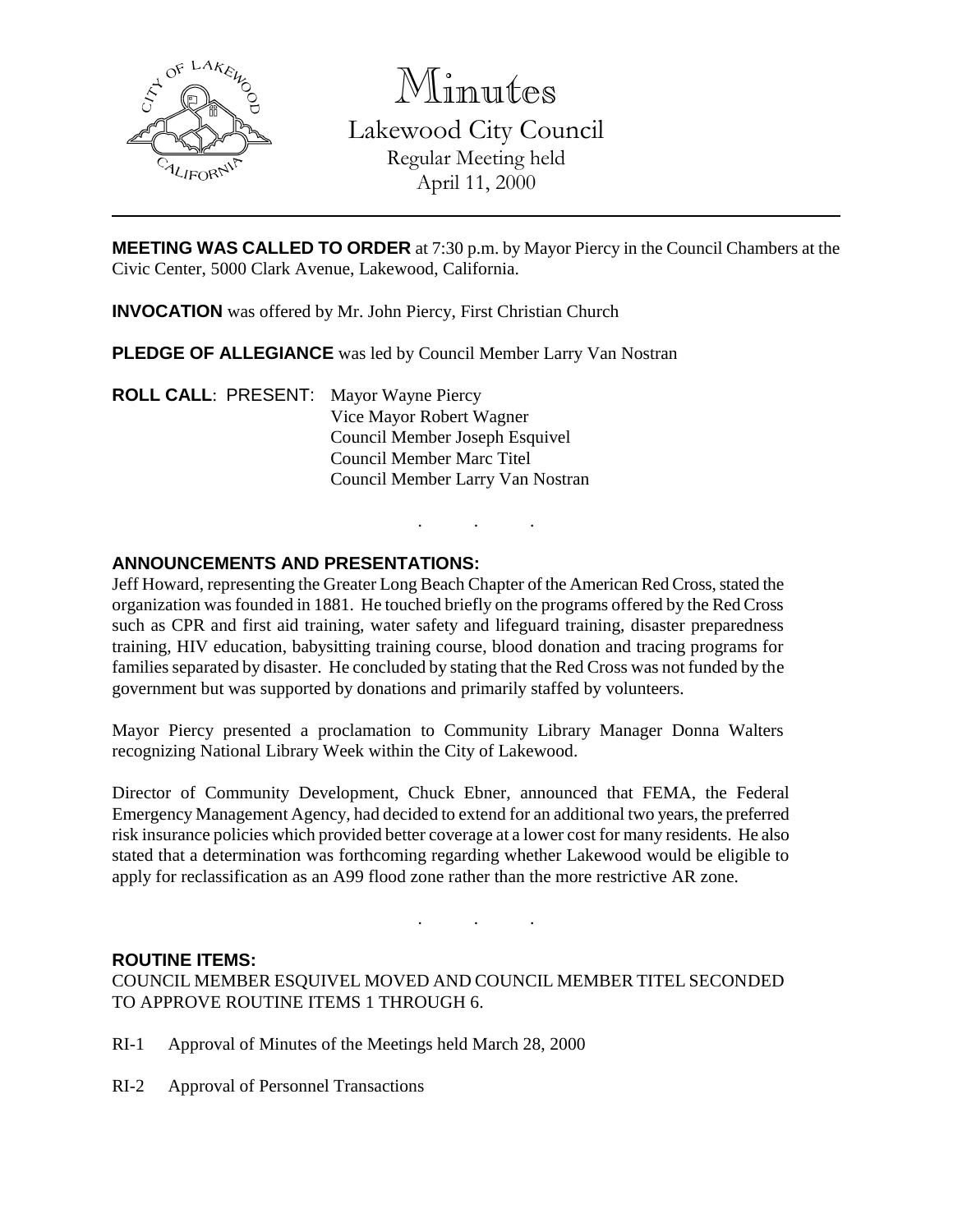# Minutes

## Lakewood City Council

Regular Meeting held
April 11, 2000

**MEETING WAS CALLED TO ORDER** at 7:30 p.m. by Mayor Piercy in the Council Chambers at the Civic Center, 5000 Clark Avenue, Lakewood, California.

**INVOCATION** was offered by Mr. John Piercy, First Christian Church

**PLEDGE OF ALLEGIANCE** was led by Council Member Larry Van Nostran

**ROLL CALL**: PRESENT: Mayor Wayne Piercy
Vice Mayor Robert Wagner
Council Member Joseph Esquivel
Council Member Marc Titel
Council Member Larry Van Nostran

. . .

### ANNOUNCEMENTS AND PRESENTATIONS:

Jeff Howard, representing the Greater Long Beach Chapter of the American Red Cross, stated the organization was founded in 1881. He touched briefly on the programs offered by the Red Cross such as CPR and first aid training, water safety and lifeguard training, disaster preparedness training, HIV education, babysitting training course, blood donation and tracing programs for families separated by disaster. He concluded by stating that the Red Cross was not funded by the government but was supported by donations and primarily staffed by volunteers.

Mayor Piercy presented a proclamation to Community Library Manager Donna Walters recognizing National Library Week within the City of Lakewood.

Director of Community Development, Chuck Ebner, announced that FEMA, the Federal Emergency Management Agency, had decided to extend for an additional two years, the preferred risk insurance policies which provided better coverage at a lower cost for many residents. He also stated that a determination was forthcoming regarding whether Lakewood would be eligible to apply for reclassification as an A99 flood zone rather than the more restrictive AR zone.

. . .

### ROUTINE ITEMS:

COUNCIL MEMBER ESQUIVEL MOVED AND COUNCIL MEMBER TITEL SECONDED TO APPROVE ROUTINE ITEMS 1 THROUGH 6.

RI-1 Approval of Minutes of the Meetings held March 28, 2000

RI-2 Approval of Personnel Transactions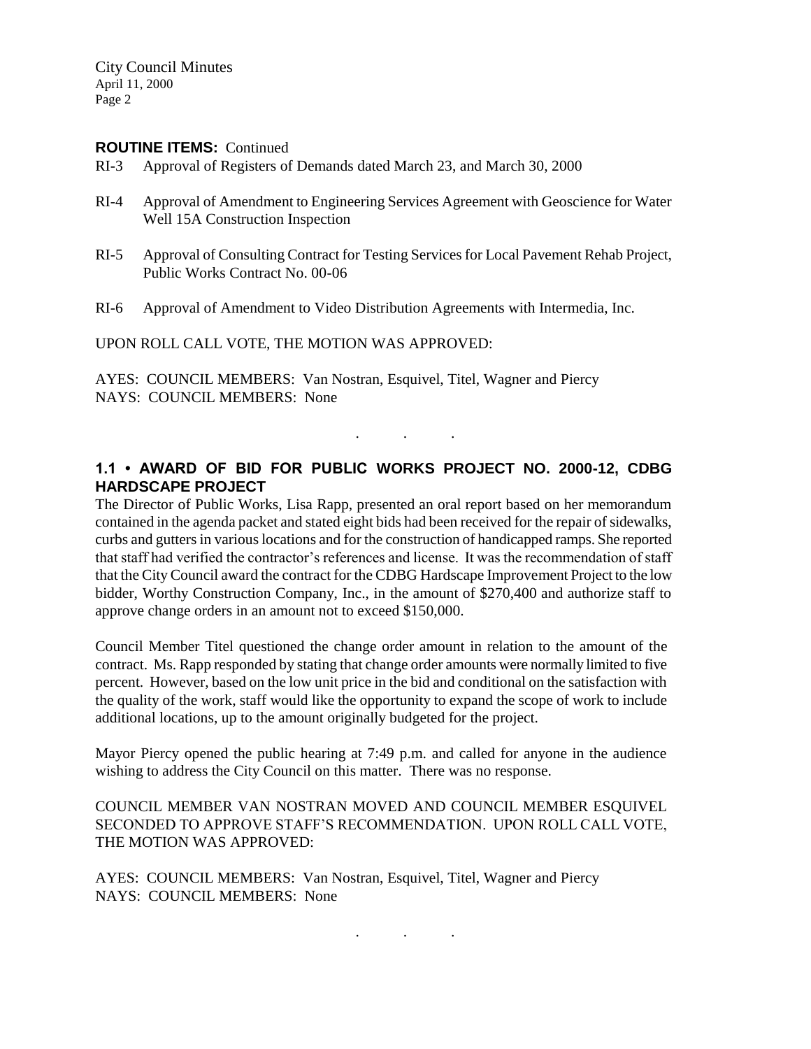**ROUTINE ITEMS:** Continued

RI-3 Approval of Registers of Demands dated March 23, and March 30, 2000

RI-4 Approval of Amendment to Engineering Services Agreement with Geoscience for Water Well 15A Construction Inspection

RI-5 Approval of Consulting Contract for Testing Services for Local Pavement Rehab Project, Public Works Contract No. 00-06

RI-6 Approval of Amendment to Video Distribution Agreements with Intermedia, Inc.

UPON ROLL CALL VOTE, THE MOTION WAS APPROVED:

AYES: COUNCIL MEMBERS: Van Nostran, Esquivel, Titel, Wagner and Piercy
NAYS: COUNCIL MEMBERS: None

. . .

## 1.1 • AWARD OF BID FOR PUBLIC WORKS PROJECT NO. 2000-12, CDBG HARDSCAPE PROJECT

The Director of Public Works, Lisa Rapp, presented an oral report based on her memorandum contained in the agenda packet and stated eight bids had been received for the repair of sidewalks, curbs and gutters in various locations and for the construction of handicapped ramps. She reported that staff had verified the contractor's references and license. It was the recommendation of staff that the City Council award the contract for the CDBG Hardscape Improvement Project to the low bidder, Worthy Construction Company, Inc., in the amount of $270,400 and authorize staff to approve change orders in an amount not to exceed $150,000.

Council Member Titel questioned the change order amount in relation to the amount of the contract. Ms. Rapp responded by stating that change order amounts were normally limited to five percent. However, based on the low unit price in the bid and conditional on the satisfaction with the quality of the work, staff would like the opportunity to expand the scope of work to include additional locations, up to the amount originally budgeted for the project.

Mayor Piercy opened the public hearing at 7:49 p.m. and called for anyone in the audience wishing to address the City Council on this matter. There was no response.

COUNCIL MEMBER VAN NOSTRAN MOVED AND COUNCIL MEMBER ESQUIVEL SECONDED TO APPROVE STAFF'S RECOMMENDATION. UPON ROLL CALL VOTE, THE MOTION WAS APPROVED:

AYES: COUNCIL MEMBERS: Van Nostran, Esquivel, Titel, Wagner and Piercy
NAYS: COUNCIL MEMBERS: None

. . .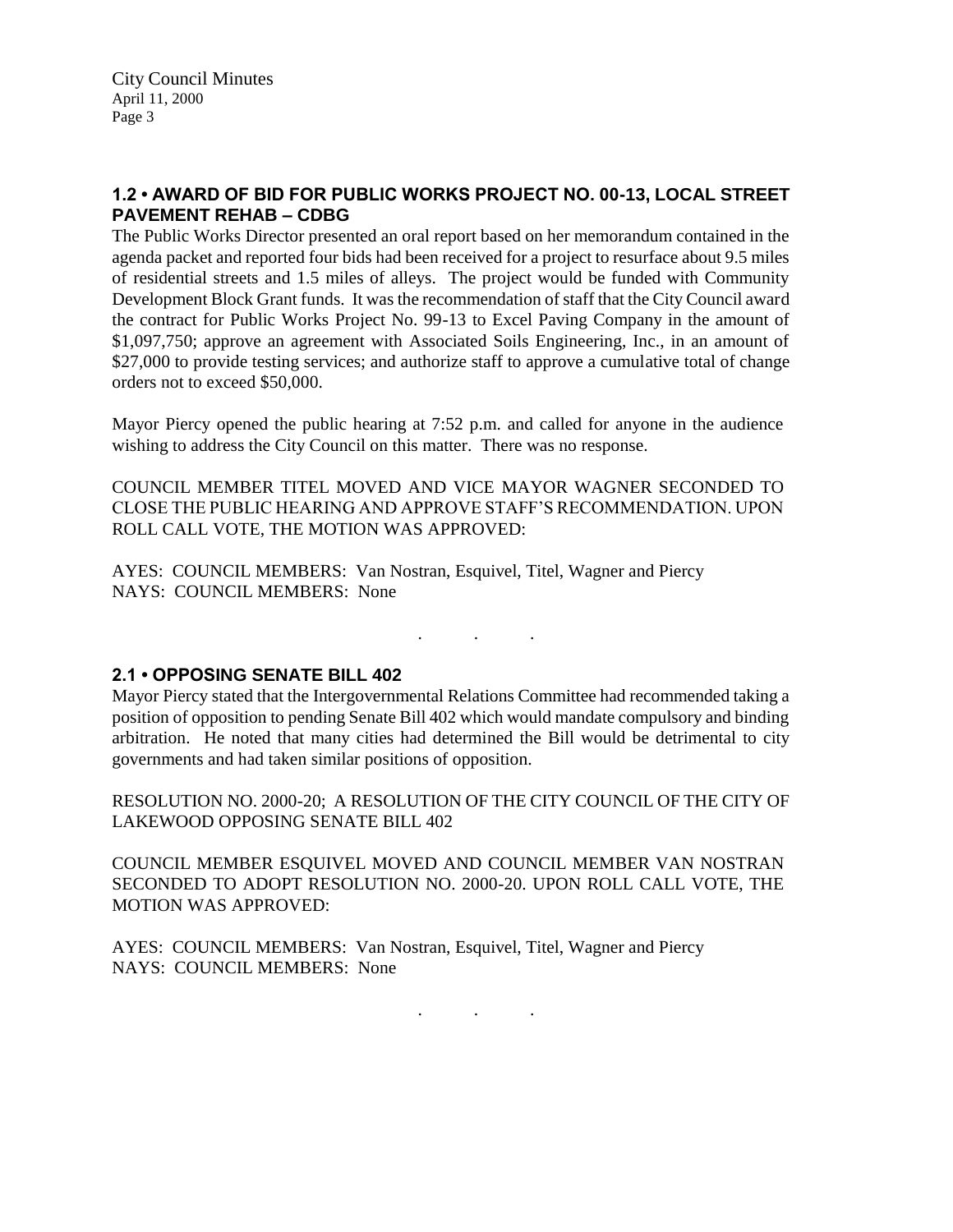## 1.2 • AWARD OF BID FOR PUBLIC WORKS PROJECT NO. 00-13, LOCAL STREET PAVEMENT REHAB – CDBG

The Public Works Director presented an oral report based on her memorandum contained in the agenda packet and reported four bids had been received for a project to resurface about 9.5 miles of residential streets and 1.5 miles of alleys. The project would be funded with Community Development Block Grant funds. It was the recommendation of staff that the City Council award the contract for Public Works Project No. 99-13 to Excel Paving Company in the amount of $1,097,750; approve an agreement with Associated Soils Engineering, Inc., in an amount of $27,000 to provide testing services; and authorize staff to approve a cumulative total of change orders not to exceed $50,000.

Mayor Piercy opened the public hearing at 7:52 p.m. and called for anyone in the audience wishing to address the City Council on this matter. There was no response.

COUNCIL MEMBER TITEL MOVED AND VICE MAYOR WAGNER SECONDED TO CLOSE THE PUBLIC HEARING AND APPROVE STAFF'S RECOMMENDATION. UPON ROLL CALL VOTE, THE MOTION WAS APPROVED:

AYES: COUNCIL MEMBERS: Van Nostran, Esquivel, Titel, Wagner and Piercy
NAYS: COUNCIL MEMBERS: None

. . .

## 2.1 • OPPOSING SENATE BILL 402

Mayor Piercy stated that the Intergovernmental Relations Committee had recommended taking a position of opposition to pending Senate Bill 402 which would mandate compulsory and binding arbitration. He noted that many cities had determined the Bill would be detrimental to city governments and had taken similar positions of opposition.

RESOLUTION NO. 2000-20; A RESOLUTION OF THE CITY COUNCIL OF THE CITY OF LAKEWOOD OPPOSING SENATE BILL 402

COUNCIL MEMBER ESQUIVEL MOVED AND COUNCIL MEMBER VAN NOSTRAN SECONDED TO ADOPT RESOLUTION NO. 2000-20. UPON ROLL CALL VOTE, THE MOTION WAS APPROVED:

AYES: COUNCIL MEMBERS: Van Nostran, Esquivel, Titel, Wagner and Piercy
NAYS: COUNCIL MEMBERS: None

. . .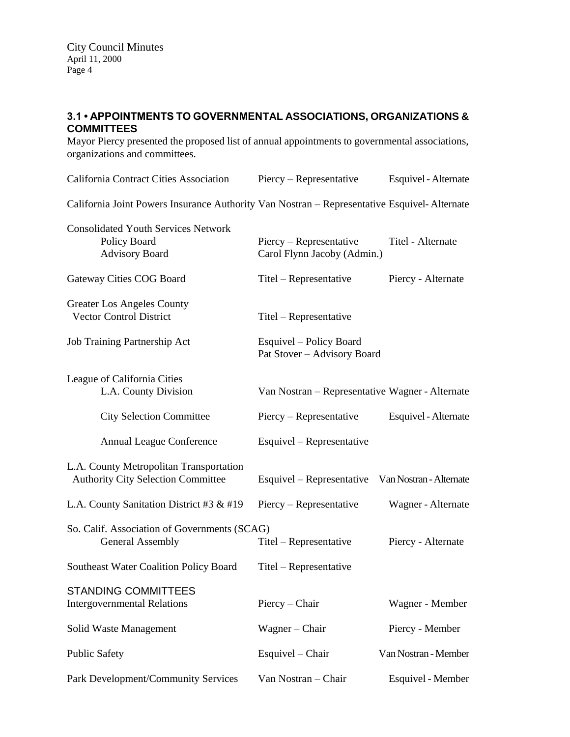### 3.1 • APPOINTMENTS TO GOVERNMENTAL ASSOCIATIONS, ORGANIZATIONS & COMMITTEES

Mayor Piercy presented the proposed list of annual appointments to governmental associations, organizations and committees.

| | | |
|---|---|---|
| California Contract Cities Association | Piercy – Representative | Esquivel - Alternate |
| California Joint Powers Insurance Authority | Van Nostran – Representative | Esquivel- Alternate |
| Consolidated Youth Services Network | | |
| Policy Board | Piercy – Representative | Titel - Alternate |
| Advisory Board | Carol Flynn Jacoby (Admin.) | |
| Gateway Cities COG Board | Titel – Representative | Piercy - Alternate |
| Greater Los Angeles County Vector Control District | Titel – Representative | |
| Job Training Partnership Act | Esquivel – Policy Board<br>Pat Stover – Advisory Board | |
| League of California Cities | | |
| L.A. County Division | Van Nostran – Representative | Wagner - Alternate |
| City Selection Committee | Piercy – Representative | Esquivel - Alternate |
| Annual League Conference | Esquivel – Representative | |
| L.A. County Metropolitan Transportation Authority City Selection Committee | Esquivel – Representative | Van Nostran - Alternate |
| L.A. County Sanitation District #3 & #19 | Piercy – Representative | Wagner - Alternate |
| So. Calif. Association of Governments (SCAG) | | |
| General Assembly | Titel – Representative | Piercy - Alternate |
| Southeast Water Coalition Policy Board | Titel – Representative | |

STANDING COMMITTEES

| | | |
|---|---|---|
| Intergovernmental Relations | Piercy – Chair | Wagner - Member |
| Solid Waste Management | Wagner – Chair | Piercy - Member |
| Public Safety | Esquivel – Chair | Van Nostran - Member |
| Park Development/Community Services | Van Nostran – Chair | Esquivel - Member |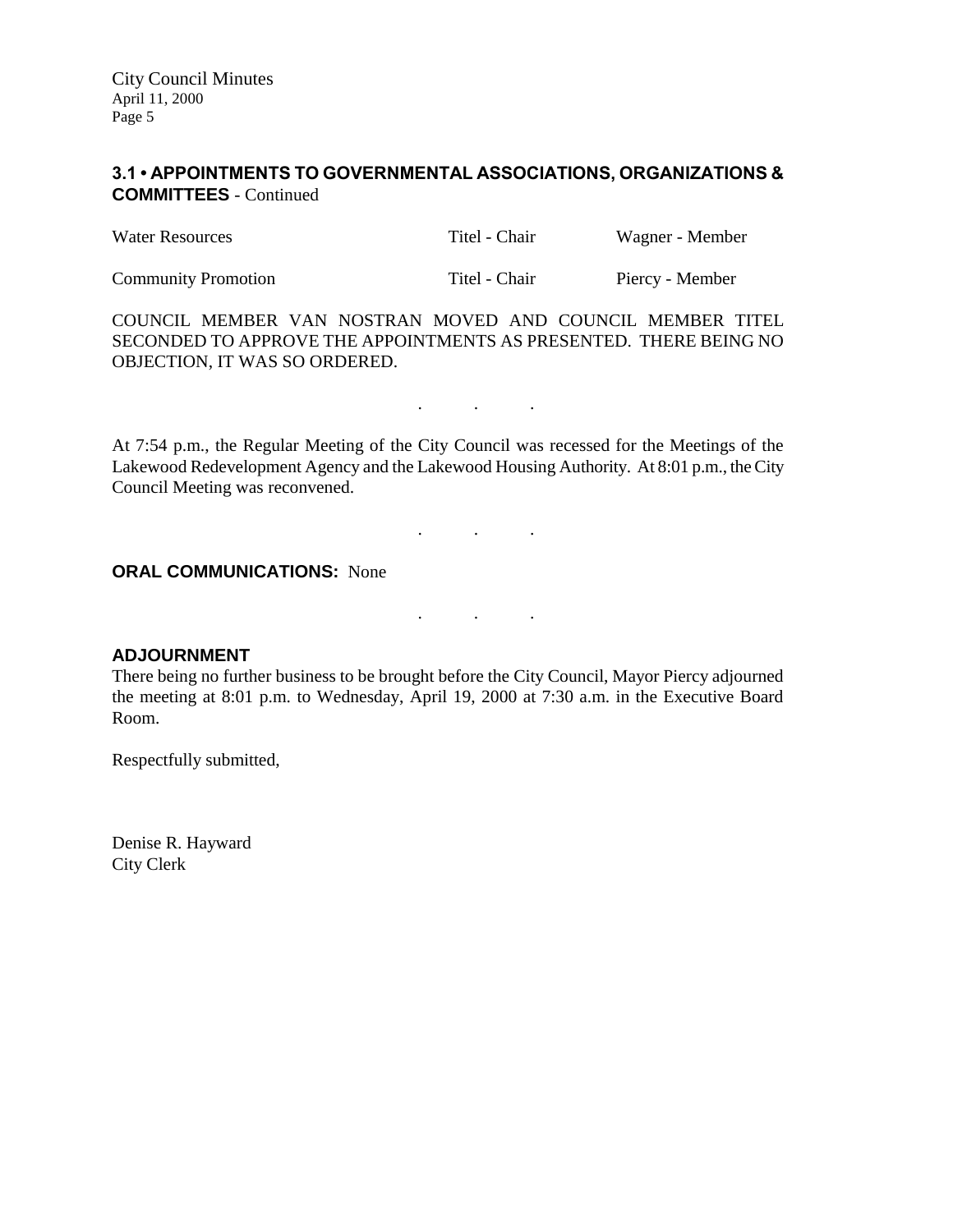### 3.1 • APPOINTMENTS TO GOVERNMENTAL ASSOCIATIONS, ORGANIZATIONS & COMMITTEES - Continued

| | | |
|---|---|---|
| Water Resources | Titel - Chair | Wagner - Member |
| Community Promotion | Titel - Chair | Piercy - Member |

COUNCIL MEMBER VAN NOSTRAN MOVED AND COUNCIL MEMBER TITEL SECONDED TO APPROVE THE APPOINTMENTS AS PRESENTED. THERE BEING NO OBJECTION, IT WAS SO ORDERED.

. . .

At 7:54 p.m., the Regular Meeting of the City Council was recessed for the Meetings of the Lakewood Redevelopment Agency and the Lakewood Housing Authority. At 8:01 p.m., the City Council Meeting was reconvened.

. . .

**ORAL COMMUNICATIONS:** None

. . .

### ADJOURNMENT

There being no further business to be brought before the City Council, Mayor Piercy adjourned the meeting at 8:01 p.m. to Wednesday, April 19, 2000 at 7:30 a.m. in the Executive Board Room.

Respectfully submitted,

Denise R. Hayward
City Clerk